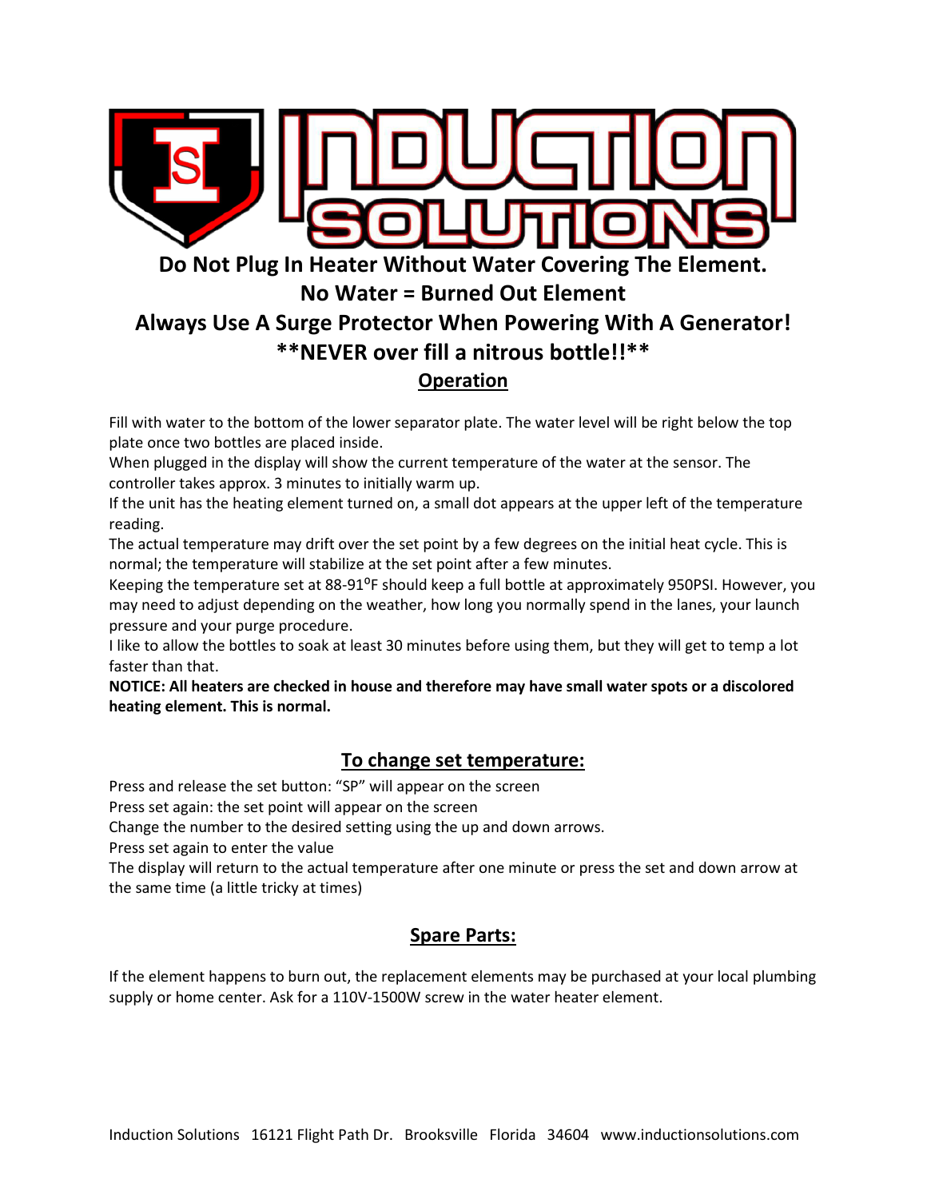# INDUCTION SOLUTIONS

**Do Not Plug In Heater Without Water Covering The Element.**
**No Water = Burned Out Element**
**Always Use A Surge Protector When Powering With A Generator!**
****NEVER over fill a nitrous bottle!!****

## Operation

Fill with water to the bottom of the lower separator plate. The water level will be right below the top plate once two bottles are placed inside.
When plugged in the display will show the current temperature of the water at the sensor. The controller takes approx. 3 minutes to initially warm up.
If the unit has the heating element turned on, a small dot appears at the upper left of the temperature reading.
The actual temperature may drift over the set point by a few degrees on the initial heat cycle. This is normal; the temperature will stabilize at the set point after a few minutes.
Keeping the temperature set at 88-91°F should keep a full bottle at approximately 950PSI. However, you may need to adjust depending on the weather, how long you normally spend in the lanes, your launch pressure and your purge procedure.
I like to allow the bottles to soak at least 30 minutes before using them, but they will get to temp a lot faster than that.
**NOTICE: All heaters are checked in house and therefore may have small water spots or a discolored heating element. This is normal.**

## To change set temperature:

Press and release the set button: "SP" will appear on the screen
Press set again: the set point will appear on the screen
Change the number to the desired setting using the up and down arrows.
Press set again to enter the value
The display will return to the actual temperature after one minute or press the set and down arrow at the same time (a little tricky at times)

## Spare Parts:

If the element happens to burn out, the replacement elements may be purchased at your local plumbing supply or home center. Ask for a 110V-1500W screw in the water heater element.

Induction Solutions 16121 Flight Path Dr. Brooksville Florida 34604 www.inductionsolutions.com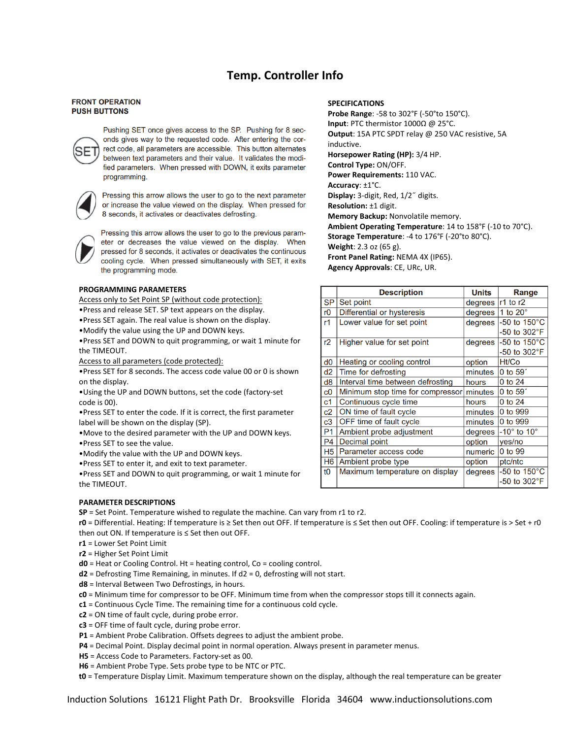# Temp. Controller Info

## FRONT OPERATION PUSH BUTTONS

**SET**: Pushing SET once gives access to the SP. Pushing for 8 seconds gives way to the requested code. After entering the correct code, all parameters are accessible. This button alternates between text parameters and their value. It validates the modified parameters. When pressed with DOWN, it exits parameter programming.

**UP**: Pressing this arrow allows the user to go to the next parameter or increase the value viewed on the display. When pressed for 8 seconds, it activates or deactivates defrosting.

**DOWN**: Pressing this arrow allows the user to go to the previous parameter or decreases the value viewed on the display. When pressed for 8 seconds, it activates or deactivates the continuous cooling cycle. When pressed simultaneously with SET, it exits the programming mode.

## SPECIFICATIONS

**Probe Range**: -58 to 302°F (-50°to 150°C).
**Input**: PTC thermistor 1000Ω @ 25°C.
**Output**: 15A PTC SPDT relay @ 250 VAC resistive, 5A inductive.
**Horsepower Rating (HP):** 3/4 HP.
**Control Type:** ON/OFF.
**Power Requirements:** 110 VAC.
**Accuracy**: ±1°C.
**Display:** 3-digit, Red, 1/2˝ digits.
**Resolution:** ±1 digit.
**Memory Backup:** Nonvolatile memory.
**Ambient Operating Temperature**: 14 to 158°F (-10 to 70°C).
**Storage Temperature**: -4 to 176°F (-20°to 80°C).
**Weight**: 2.3 oz (65 g).
**Front Panel Rating:** NEMA 4X (IP65).
**Agency Approvals**: CE, URc, UR.

## PROGRAMMING PARAMETERS

Access only to Set Point SP (without code protection):

- Press and release SET. SP text appears on the display.
- Press SET again. The real value is shown on the display.
- Modify the value using the UP and DOWN keys.
- Press SET and DOWN to quit programming, or wait 1 minute for the TIMEOUT.

Access to all parameters (code protected):

- Press SET for 8 seconds. The access code value 00 or 0 is shown on the display.
- Using the UP and DOWN buttons, set the code (factory-set code is 00).
- Press SET to enter the code. If it is correct, the first parameter label will be shown on the display (SP).
- Move to the desired parameter with the UP and DOWN keys.
- Press SET to see the value.
- Modify the value with the UP and DOWN keys.
- Press SET to enter it, and exit to text parameter.
- Press SET and DOWN to quit programming, or wait 1 minute for the TIMEOUT.

| | Description | Units | Range |
|---|---|---|---|
| SP | Set point | degrees | r1 to r2 |
| r0 | Differential or hysteresis | degrees | 1 to 20° |
| r1 | Lower value for set point | degrees | -50 to 150°C<br>-50 to 302°F |
| r2 | Higher value for set point | degrees | -50 to 150°C<br>-50 to 302°F |
| d0 | Heating or cooling control | option | Ht/Co |
| d2 | Time for defrosting | minutes | 0 to 59´ |
| d8 | Interval time between defrosting | hours | 0 to 24 |
| c0 | Minimum stop time for compressor | minutes | 0 to 59´ |
| c1 | Continuous cycle time | hours | 0 to 24 |
| c2 | ON time of fault cycle | minutes | 0 to 999 |
| c3 | OFF time of fault cycle | minutes | 0 to 999 |
| P1 | Ambient probe adjustment | degrees | -10° to 10° |
| P4 | Decimal point | option | yes/no |
| H5 | Parameter access code | numeric | 0 to 99 |
| H6 | Ambient probe type | option | ptc/ntc |
| t0 | Maximum temperature on display | degrees | -50 to 150°C<br>-50 to 302°F |

## PARAMETER DESCRIPTIONS

**SP** = Set Point. Temperature wished to regulate the machine. Can vary from r1 to r2.
**r0** = Differential. Heating: If temperature is ≥ Set then out OFF. If temperature is ≤ Set then out OFF. Cooling: if temperature is > Set + r0 then out ON. If temperature is ≤ Set then out OFF.
**r1** = Lower Set Point Limit
**r2** = Higher Set Point Limit
**d0** = Heat or Cooling Control. Ht = heating control, Co = cooling control.
**d2** = Defrosting Time Remaining, in minutes. If d2 = 0, defrosting will not start.
**d8** = Interval Between Two Defrostings, in hours.
**c0** = Minimum time for compressor to be OFF. Minimum time from when the compressor stops till it connects again.
**c1** = Continuous Cycle Time. The remaining time for a continuous cold cycle.
**c2** = ON time of fault cycle, during probe error.
**c3** = OFF time of fault cycle, during probe error.
**P1** = Ambient Probe Calibration. Offsets degrees to adjust the ambient probe.
**P4** = Decimal Point. Display decimal point in normal operation. Always present in parameter menus.
**H5** = Access Code to Parameters. Factory-set as 00.
**H6** = Ambient Probe Type. Sets probe type to be NTC or PTC.
**t0** = Temperature Display Limit. Maximum temperature shown on the display, although the real temperature can be greater

Induction Solutions 16121 Flight Path Dr. Brooksville Florida 34604 www.inductionsolutions.com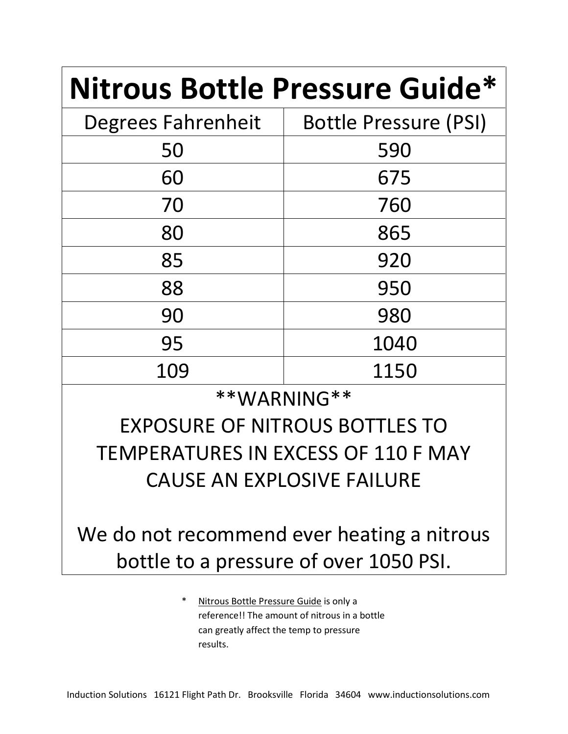# Nitrous Bottle Pressure Guide*

| Degrees Fahrenheit | Bottle Pressure (PSI) |
|---|---|
| 50 | 590 |
| 60 | 675 |
| 70 | 760 |
| 80 | 865 |
| 85 | 920 |
| 88 | 950 |
| 90 | 980 |
| 95 | 1040 |
| 109 | 1150 |

**WARNING**

EXPOSURE OF NITROUS BOTTLES TO TEMPERATURES IN EXCESS OF 110 F MAY CAUSE AN EXPLOSIVE FAILURE

We do not recommend ever heating a nitrous bottle to a pressure of over 1050 PSI.

\* Nitrous Bottle Pressure Guide is only a reference!! The amount of nitrous in a bottle can greatly affect the temp to pressure results.

Induction Solutions 16121 Flight Path Dr. Brooksville Florida 34604 www.inductionsolutions.com